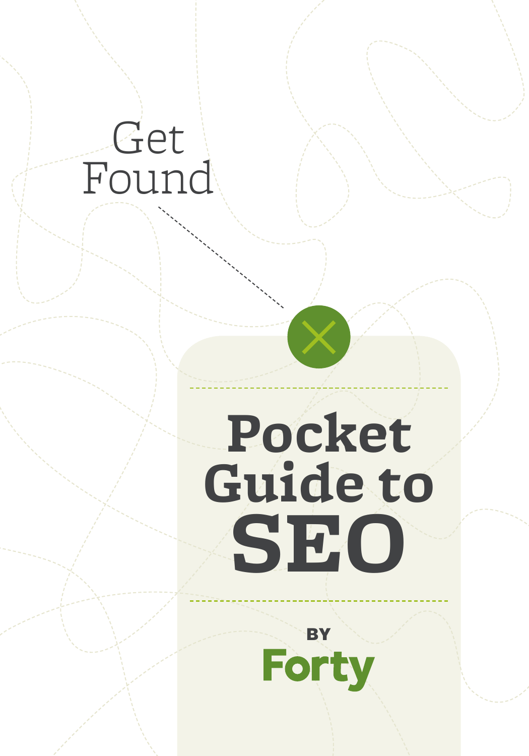Get Found

# Pocket Guide to SEO

BY

**Forty**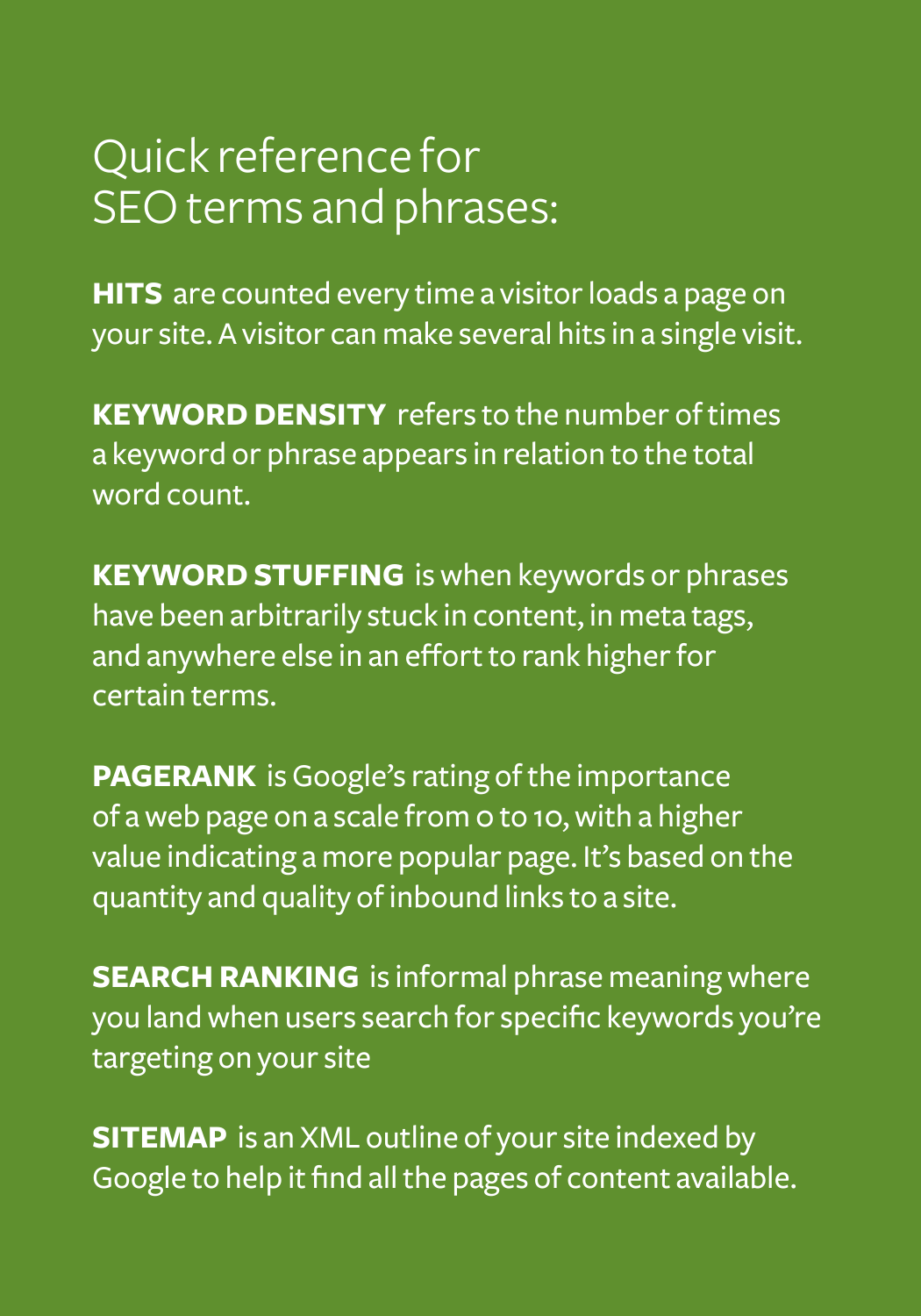# Quick reference for SEO terms and phrases:

**HITS** are counted every time a visitor loads a page on your site. A visitor can make several hits in a single visit.

**KEYWORD DENSITY** refers to the number of times a keyword or phrase appears in relation to the total word count.

**KEYWORD STUFFING** is when keywords or phrases have been arbitrarily stuck in content, in meta tags, and anywhere else in an effort to rank higher for certain terms.

**PAGERANK** is Google's rating of the importance of a web page on a scale from 0 to 10, with a higher value indicating a more popular page. It's based on the quantity and quality of inbound links to a site.

**SEARCH RANKING** is informal phrase meaning where you land when users search for specific keywords you're targeting on your site

**SITEMAP** is an XML outline of your site indexed by Google to help it find all the pages of content available.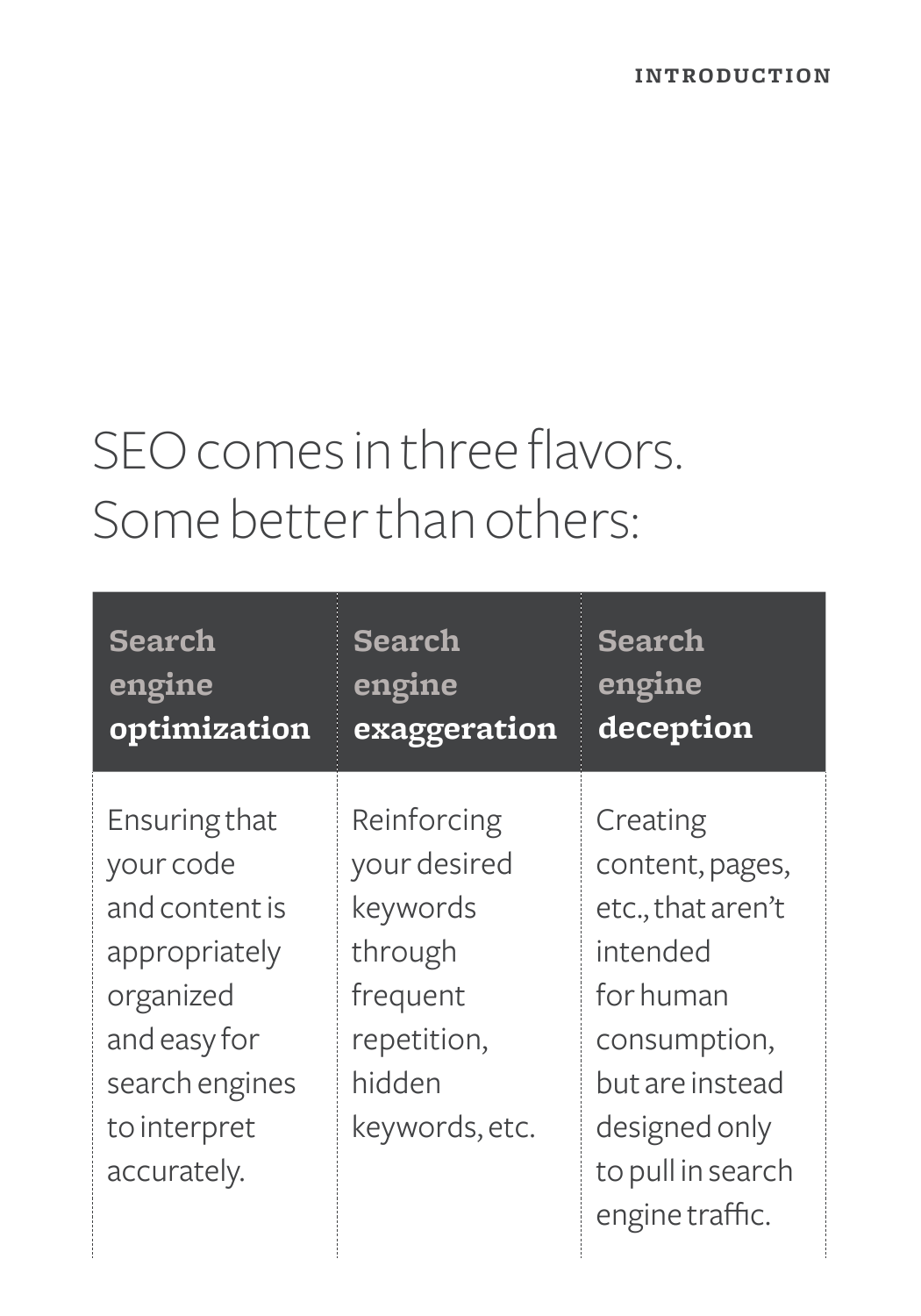# SEO comes in three flavors. Some better than others:

| Search engine **optimization** | Search engine **exaggeration** | Search engine **deception** |
| --- | --- | --- |
| Ensuring that your code and content is appropriately organized and easy for search engines to interpret accurately. | Reinforcing your desired keywords through frequent repetition, hidden keywords, etc. | Creating content, pages, etc., that aren't intended for human consumption, but are instead designed only to pull in search engine traffic. |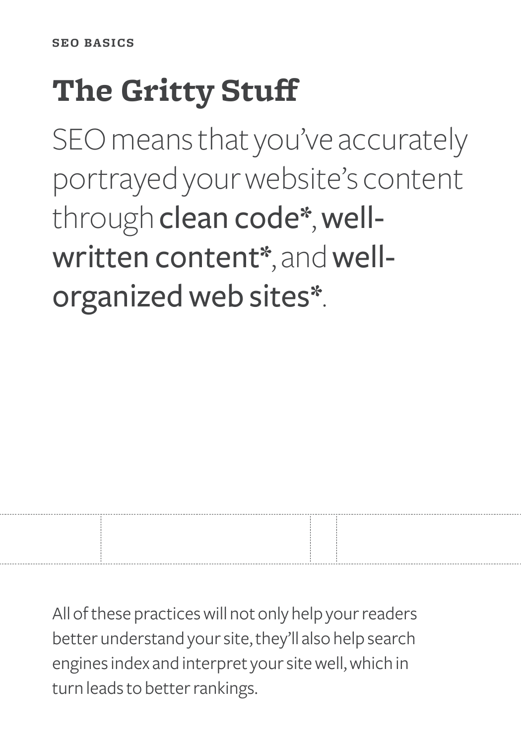SEO BASICS

# The Gritty Stuff

SEO means that you've accurately portrayed your website's content through **clean code***, **well-written content***, and **well-organized web sites***.

All of these practices will not only help your readers better understand your site, they'll also help search engines index and interpret your site well, which in turn leads to better rankings.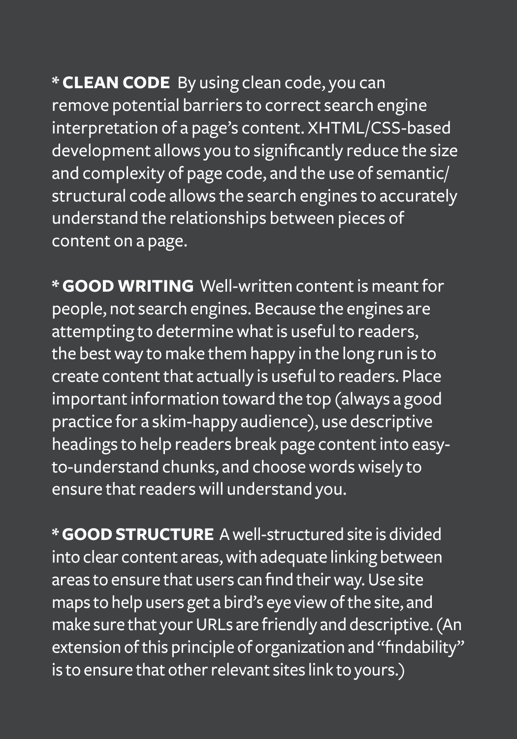* **CLEAN CODE** By using clean code, you can remove potential barriers to correct search engine interpretation of a page's content. XHTML/CSS-based development allows you to significantly reduce the size and complexity of page code, and the use of semantic/structural code allows the search engines to accurately understand the relationships between pieces of content on a page.

* **GOOD WRITING** Well-written content is meant for people, not search engines. Because the engines are attempting to determine what is useful to readers, the best way to make them happy in the long run is to create content that actually is useful to readers. Place important information toward the top (always a good practice for a skim-happy audience), use descriptive headings to help readers break page content into easy-to-understand chunks, and choose words wisely to ensure that readers will understand you.

* **GOOD STRUCTURE** A well-structured site is divided into clear content areas, with adequate linking between areas to ensure that users can find their way. Use site maps to help users get a bird's eye view of the site, and make sure that your URLs are friendly and descriptive. (An extension of this principle of organization and "findability" is to ensure that other relevant sites link to yours.)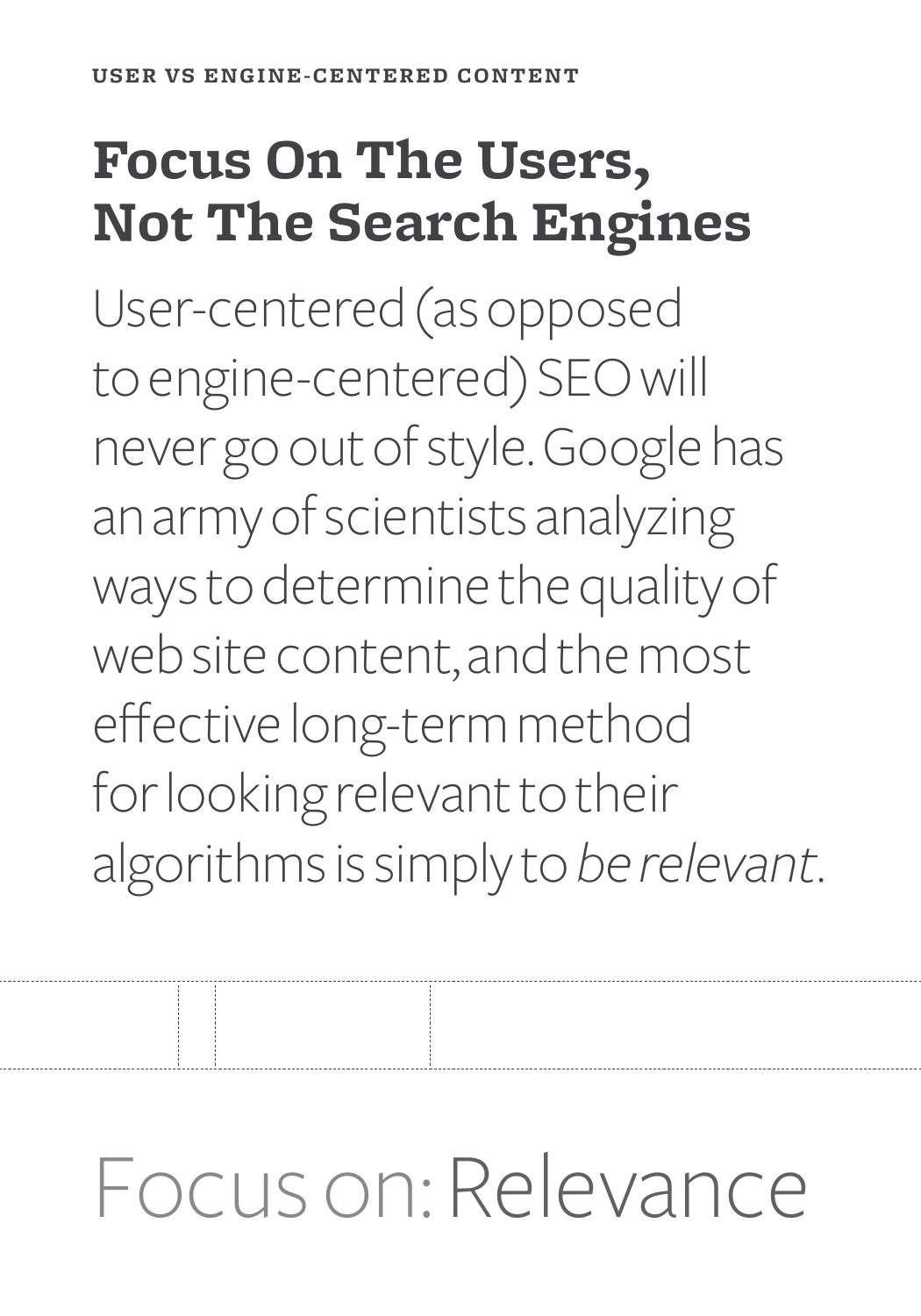USER VS ENGINE-CENTERED CONTENT

# Focus On The Users, Not The Search Engines

User-centered (as opposed to engine-centered) SEO will never go out of style. Google has an army of scientists analyzing ways to determine the quality of web site content, and the most effective long-term method for looking relevant to their algorithms is simply to *be relevant*.

## Focus on: Relevance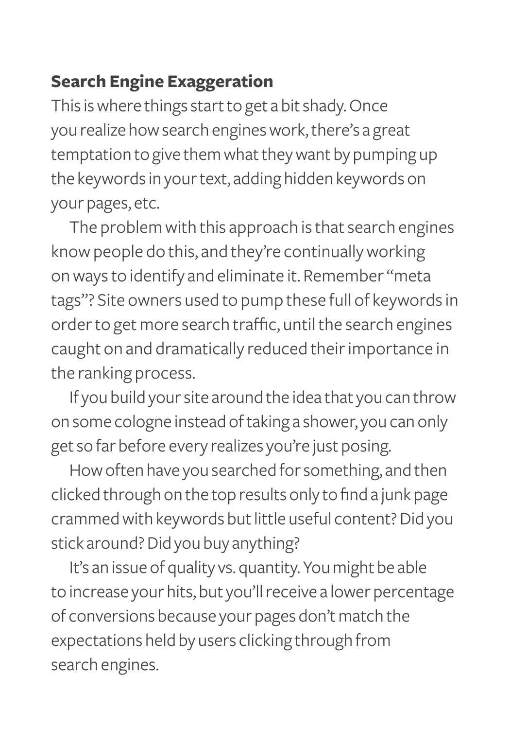### Search Engine Exaggeration

This is where things start to get a bit shady. Once you realize how search engines work, there's a great temptation to give them what they want by pumping up the keywords in your text, adding hidden keywords on your pages, etc.

The problem with this approach is that search engines know people do this, and they're continually working on ways to identify and eliminate it. Remember "meta tags"? Site owners used to pump these full of keywords in order to get more search traffic, until the search engines caught on and dramatically reduced their importance in the ranking process.

If you build your site around the idea that you can throw on some cologne instead of taking a shower, you can only get so far before every realizes you're just posing.

How often have you searched for something, and then clicked through on the top results only to find a junk page crammed with keywords but little useful content? Did you stick around? Did you buy anything?

It's an issue of quality vs. quantity. You might be able to increase your hits, but you'll receive a lower percentage of conversions because your pages don't match the expectations held by users clicking through from search engines.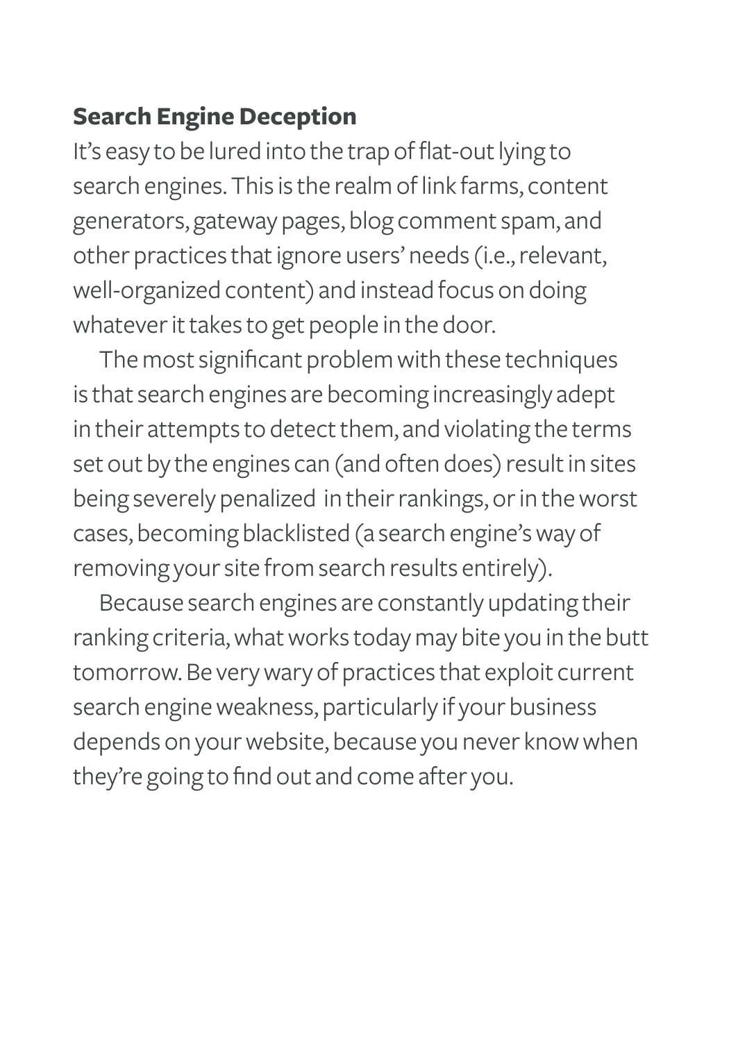### Search Engine Deception

It's easy to be lured into the trap of flat-out lying to search engines. This is the realm of link farms, content generators, gateway pages, blog comment spam, and other practices that ignore users' needs (i.e., relevant, well-organized content) and instead focus on doing whatever it takes to get people in the door.

The most significant problem with these techniques is that search engines are becoming increasingly adept in their attempts to detect them, and violating the terms set out by the engines can (and often does) result in sites being severely penalized in their rankings, or in the worst cases, becoming blacklisted (a search engine's way of removing your site from search results entirely).

Because search engines are constantly updating their ranking criteria, what works today may bite you in the butt tomorrow. Be very wary of practices that exploit current search engine weakness, particularly if your business depends on your website, because you never know when they're going to find out and come after you.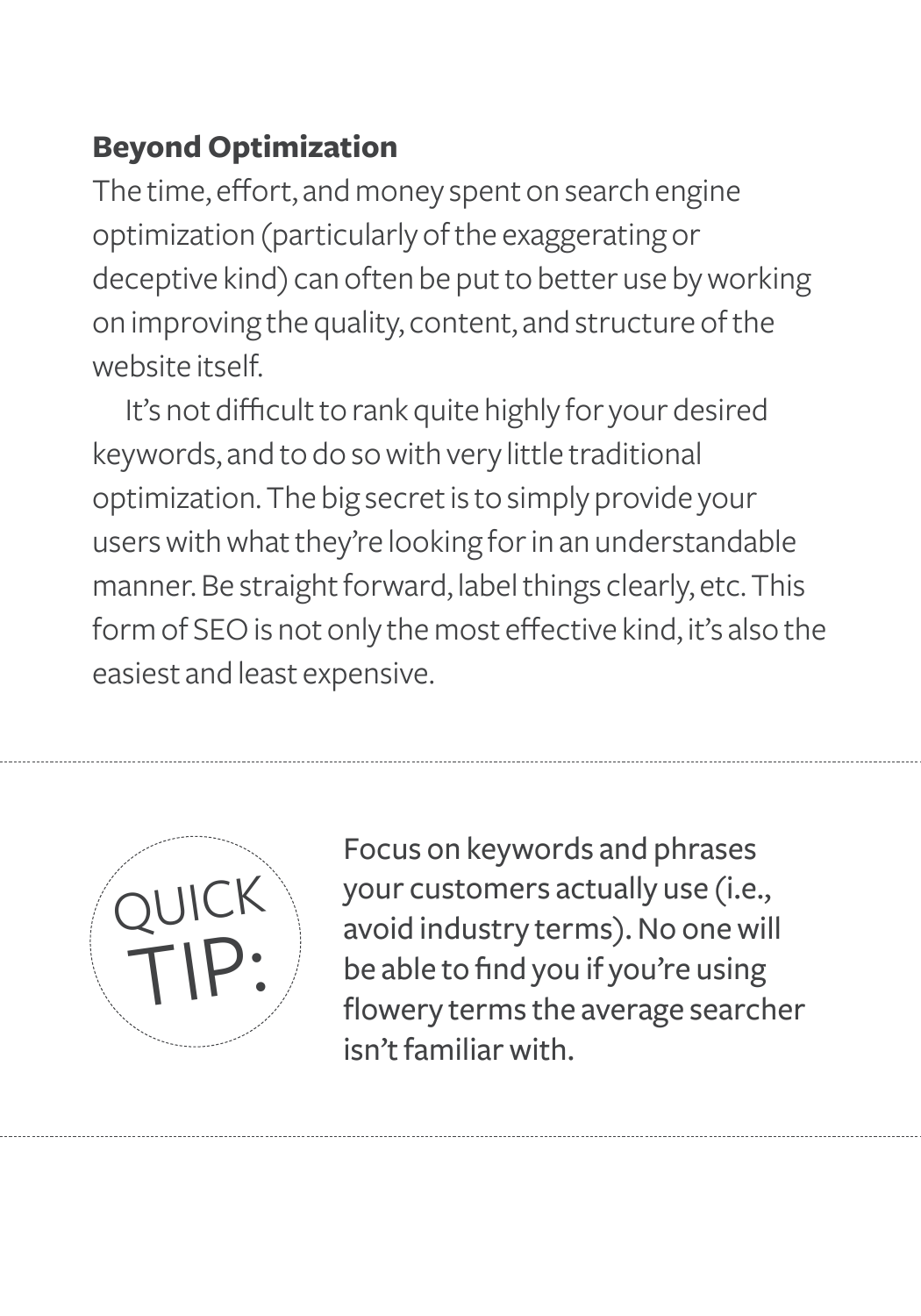## Beyond Optimization

The time, effort, and money spent on search engine optimization (particularly of the exaggerating or deceptive kind) can often be put to better use by working on improving the quality, content, and structure of the website itself.

It's not difficult to rank quite highly for your desired keywords, and to do so with very little traditional optimization. The big secret is to simply provide your users with what they're looking for in an understandable manner. Be straight forward, label things clearly, etc. This form of SEO is not only the most effective kind, it's also the easiest and least expensive.

---

**QUICK TIP:**

Focus on keywords and phrases your customers actually use (i.e., avoid industry terms). No one will be able to find you if you're using flowery terms the average searcher isn't familiar with.

---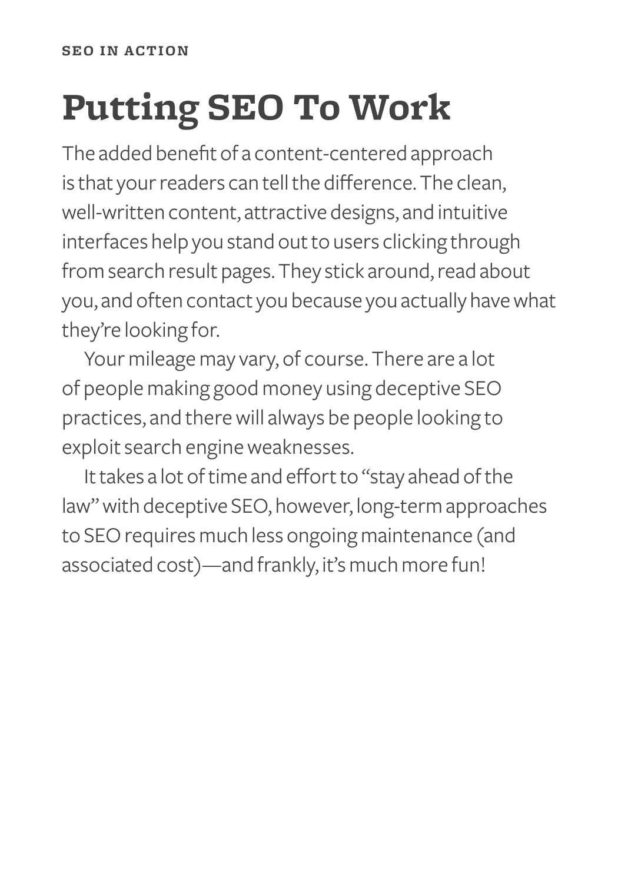SEO IN ACTION

# Putting SEO To Work

The added benefit of a content-centered approach is that your readers can tell the difference. The clean, well-written content, attractive designs, and intuitive interfaces help you stand out to users clicking through from search result pages. They stick around, read about you, and often contact you because you actually have what they're looking for.

Your mileage may vary, of course. There are a lot of people making good money using deceptive SEO practices, and there will always be people looking to exploit search engine weaknesses.

It takes a lot of time and effort to "stay ahead of the law" with deceptive SEO, however, long-term approaches to SEO requires much less ongoing maintenance (and associated cost)—and frankly, it's much more fun!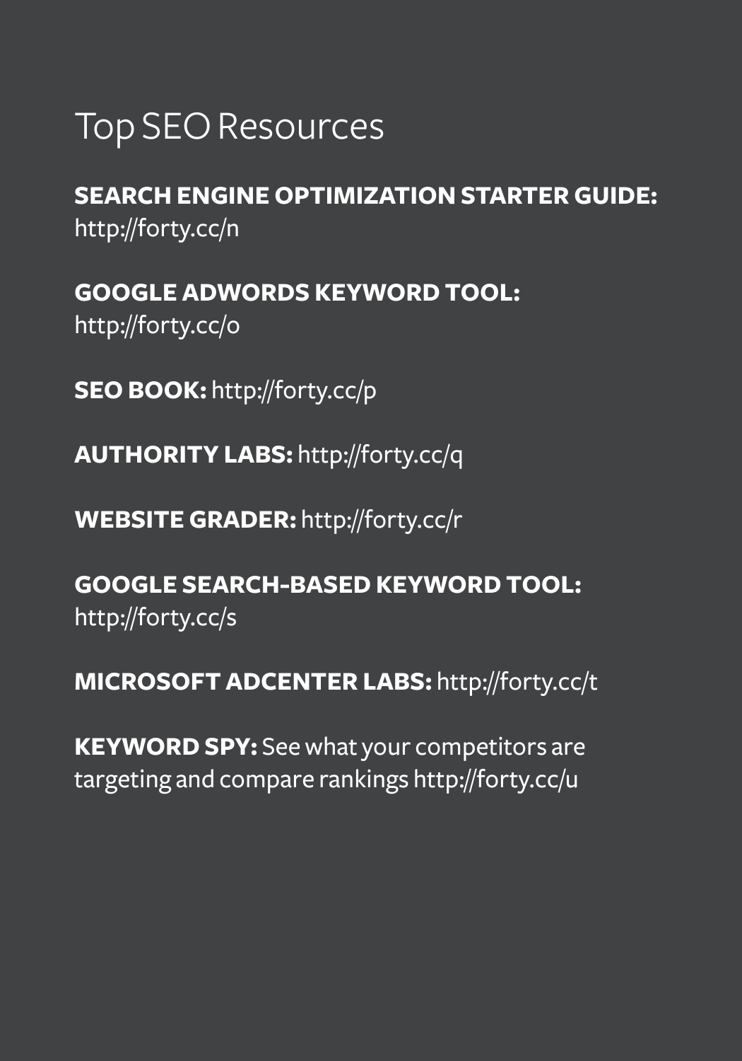# Top SEO Resources

**SEARCH ENGINE OPTIMIZATION STARTER GUIDE:** http://forty.cc/n

**GOOGLE ADWORDS KEYWORD TOOL:** http://forty.cc/o

**SEO BOOK:** http://forty.cc/p

**AUTHORITY LABS:** http://forty.cc/q

**WEBSITE GRADER:** http://forty.cc/r

**GOOGLE SEARCH-BASED KEYWORD TOOL:** http://forty.cc/s

**MICROSOFT ADCENTER LABS:** http://forty.cc/t

**KEYWORD SPY:** See what your competitors are targeting and compare rankings http://forty.cc/u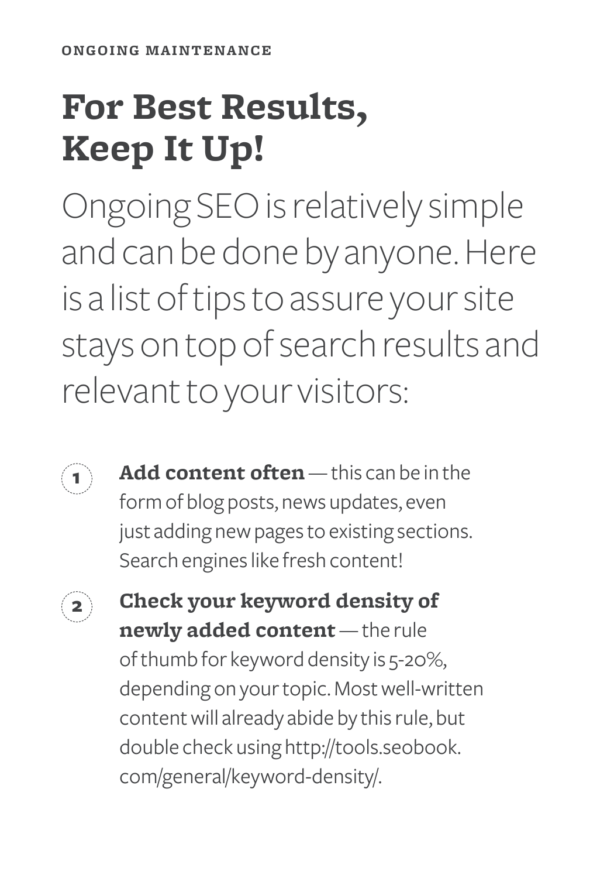ONGOING MAINTENANCE

# For Best Results, Keep It Up!

Ongoing SEO is relatively simple and can be done by anyone. Here is a list of tips to assure your site stays on top of search results and relevant to your visitors:

1. **Add content often** — this can be in the form of blog posts, news updates, even just adding new pages to existing sections. Search engines like fresh content!
2. **Check your keyword density of newly added content** — the rule of thumb for keyword density is 5-20%, depending on your topic. Most well-written content will already abide by this rule, but double check using http://tools.seobook.com/general/keyword-density/.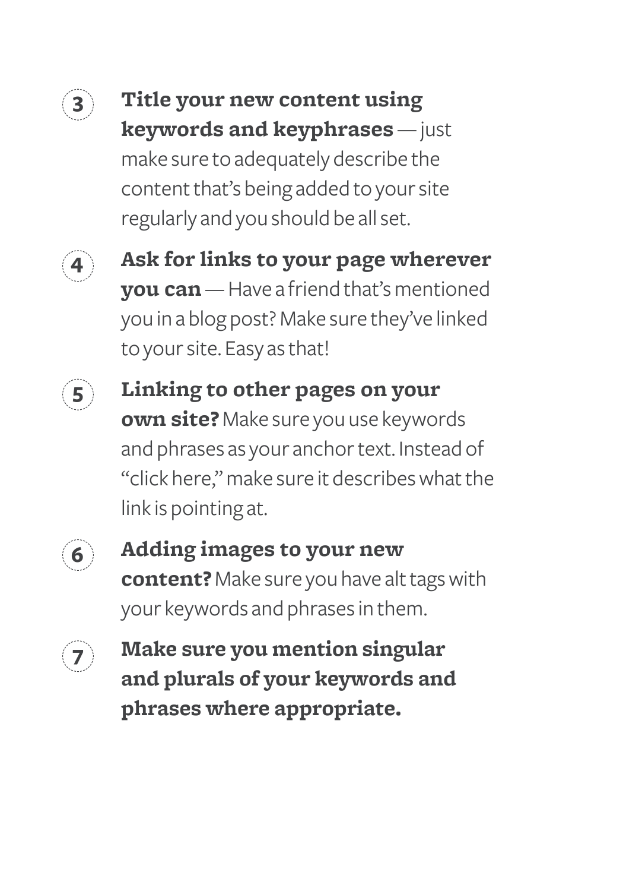3. **Title your new content using keywords and keyphrases** — just make sure to adequately describe the content that's being added to your site regularly and you should be all set.

4. **Ask for links to your page wherever you can** — Have a friend that's mentioned you in a blog post? Make sure they've linked to your site. Easy as that!

5. **Linking to other pages on your own site?** Make sure you use keywords and phrases as your anchor text. Instead of "click here," make sure it describes what the link is pointing at.

6. **Adding images to your new content?** Make sure you have alt tags with your keywords and phrases in them.

7. **Make sure you mention singular and plurals of your keywords and phrases where appropriate.**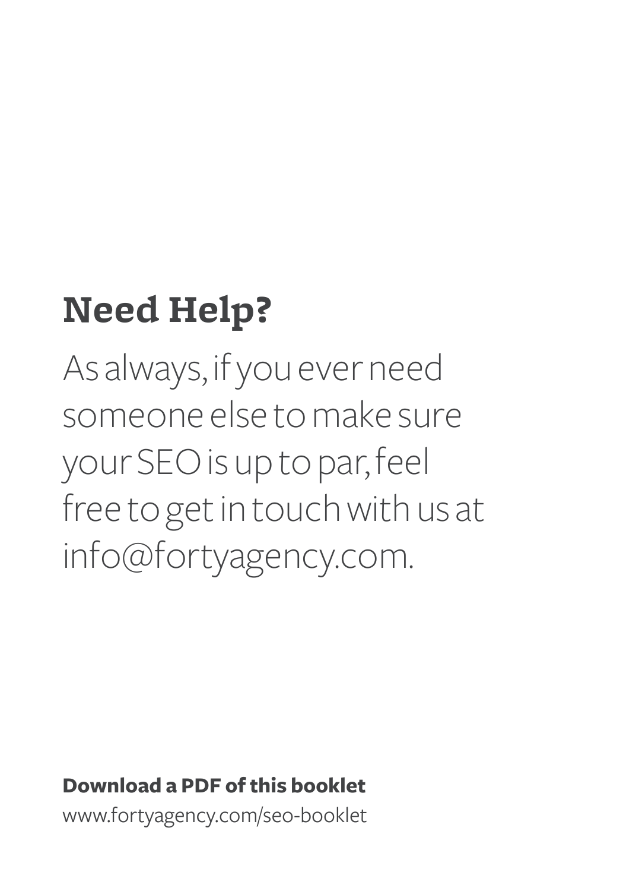## Need Help?

As always, if you ever need someone else to make sure your SEO is up to par, feel free to get in touch with us at info@fortyagency.com.

**Download a PDF of this booklet**

www.fortyagency.com/seo-booklet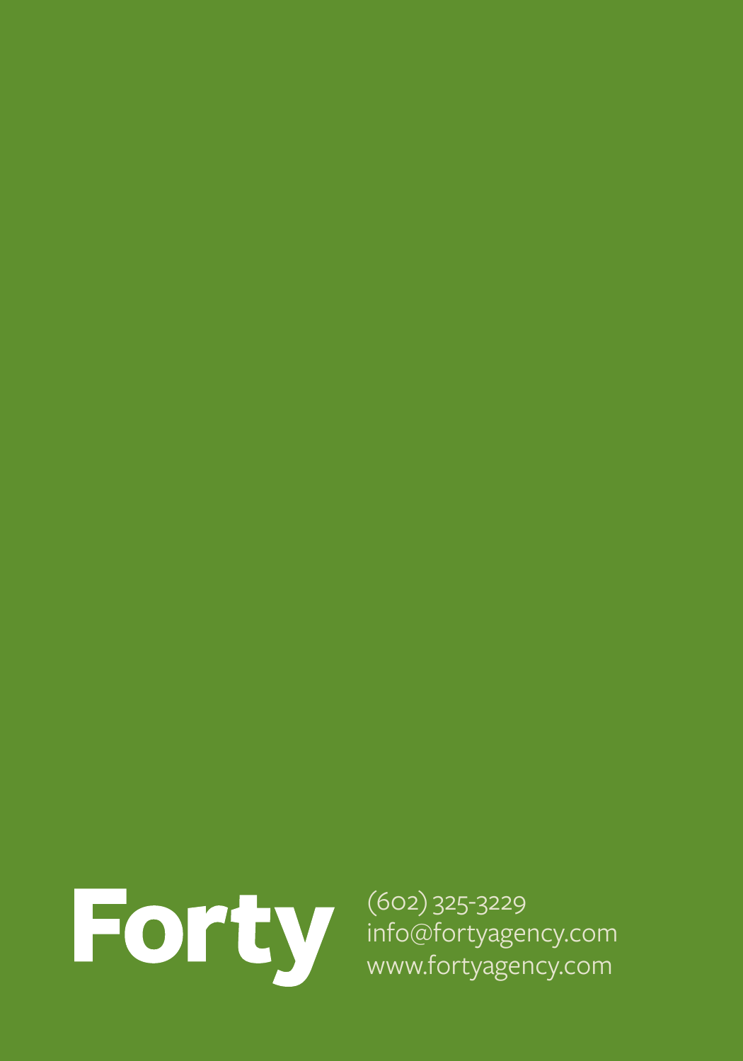**Forty**

(602) 325-3229
info@fortyagency.com
www.fortyagency.com